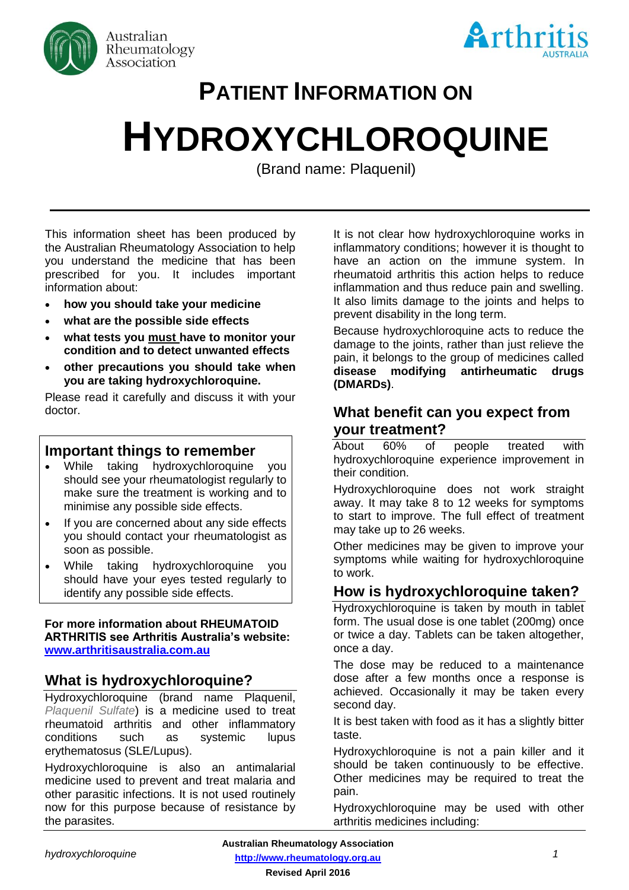# PATIENT INFORMATION ON

# HYDROXYCHLOROQUINE

(Brand name: Plaquenil)

This information sheet has been produced by the Australian Rheumatology Association to help you understand the medicine that has been prescribed for you. It includes important information about:

- **how you should take your medicine**
- **what are the possible side effects**
- **what tests you must have to monitor your condition and to detect unwanted effects**
- **other precautions you should take when you are taking hydroxychloroquine.**

Please read it carefully and discuss it with your doctor.

## Important things to remember

- While taking hydroxychloroquine you should see your rheumatologist regularly to make sure the treatment is working and to minimise any possible side effects.
- If you are concerned about any side effects you should contact your rheumatologist as soon as possible.
- While taking hydroxychloroquine you should have your eyes tested regularly to identify any possible side effects.

**For more information about RHEUMATOID ARTHRITIS see Arthritis Australia's website: [www.arthritisaustralia.com.au](http://www.arthritisaustralia.com.au)**

## What is hydroxychloroquine?

Hydroxychloroquine (brand name Plaquenil, *Plaquenil Sulfate*) is a medicine used to treat rheumatoid arthritis and other inflammatory conditions such as systemic lupus erythematosus (SLE/Lupus).

Hydroxychloroquine is also an antimalarial medicine used to prevent and treat malaria and other parasitic infections. It is not used routinely now for this purpose because of resistance by the parasites.

It is not clear how hydroxychloroquine works in inflammatory conditions; however it is thought to have an action on the immune system. In rheumatoid arthritis this action helps to reduce inflammation and thus reduce pain and swelling. It also limits damage to the joints and helps to prevent disability in the long term.

Because hydroxychloroquine acts to reduce the damage to the joints, rather than just relieve the pain, it belongs to the group of medicines called **disease modifying antirheumatic drugs (DMARDs)**.

## What benefit can you expect from your treatment?

About 60% of people treated with hydroxychloroquine experience improvement in their condition.

Hydroxychloroquine does not work straight away. It may take 8 to 12 weeks for symptoms to start to improve. The full effect of treatment may take up to 26 weeks.

Other medicines may be given to improve your symptoms while waiting for hydroxychloroquine to work.

## How is hydroxychloroquine taken?

Hydroxychloroquine is taken by mouth in tablet form. The usual dose is one tablet (200mg) once or twice a day. Tablets can be taken altogether, once a day.

The dose may be reduced to a maintenance dose after a few months once a response is achieved. Occasionally it may be taken every second day.

It is best taken with food as it has a slightly bitter taste.

Hydroxychloroquine is not a pain killer and it should be taken continuously to be effective. Other medicines may be required to treat the pain.

Hydroxychloroquine may be used with other arthritis medicines including: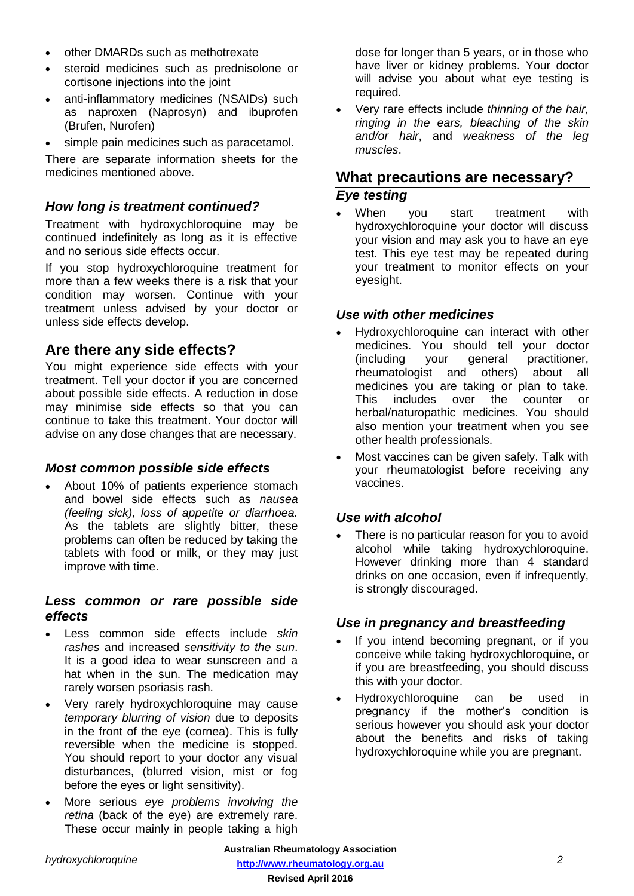- other DMARDs such as methotrexate
- steroid medicines such as prednisolone or cortisone injections into the joint
- anti-inflammatory medicines (NSAIDs) such as naproxen (Naprosyn) and ibuprofen (Brufen, Nurofen)
- simple pain medicines such as paracetamol.

There are separate information sheets for the medicines mentioned above.

### *How long is treatment continued?*

Treatment with hydroxychloroquine may be continued indefinitely as long as it is effective and no serious side effects occur.

If you stop hydroxychloroquine treatment for more than a few weeks there is a risk that your condition may worsen. Continue with your treatment unless advised by your doctor or unless side effects develop.

## Are there any side effects?

You might experience side effects with your treatment. Tell your doctor if you are concerned about possible side effects. A reduction in dose may minimise side effects so that you can continue to take this treatment. Your doctor will advise on any dose changes that are necessary.

### *Most common possible side effects*

- About 10% of patients experience stomach and bowel side effects such as *nausea (feeling sick), loss of appetite or diarrhoea.* As the tablets are slightly bitter, these problems can often be reduced by taking the tablets with food or milk, or they may just improve with time.

### *Less common or rare possible side effects*

- Less common side effects include *skin rashes* and increased *sensitivity to the sun*. It is a good idea to wear sunscreen and a hat when in the sun. The medication may rarely worsen psoriasis rash.
- Very rarely hydroxychloroquine may cause *temporary blurring of vision* due to deposits in the front of the eye (cornea). This is fully reversible when the medicine is stopped. You should report to your doctor any visual disturbances, (blurred vision, mist or fog before the eyes or light sensitivity).
- More serious *eye problems involving the retina* (back of the eye) are extremely rare. These occur mainly in people taking a high dose for longer than 5 years, or in those who have liver or kidney problems. Your doctor will advise you about what eye testing is required.
- Very rare effects include *thinning of the hair, ringing in the ears, bleaching of the skin and/or hair*, and *weakness of the leg muscles*.

## What precautions are necessary?

### *Eye testing*

- When you start treatment with hydroxychloroquine your doctor will discuss your vision and may ask you to have an eye test. This eye test may be repeated during your treatment to monitor effects on your eyesight.

### *Use with other medicines*

- Hydroxychloroquine can interact with other medicines. You should tell your doctor (including your general practitioner, rheumatologist and others) about all medicines you are taking or plan to take. This includes over the counter or herbal/naturopathic medicines. You should also mention your treatment when you see other health professionals.
- Most vaccines can be given safely. Talk with your rheumatologist before receiving any vaccines.

### *Use with alcohol*

- There is no particular reason for you to avoid alcohol while taking hydroxychloroquine. However drinking more than 4 standard drinks on one occasion, even if infrequently, is strongly discouraged.

### *Use in pregnancy and breastfeeding*

- If you intend becoming pregnant, or if you conceive while taking hydroxychloroquine, or if you are breastfeeding, you should discuss this with your doctor.
- Hydroxychloroquine can be used in pregnancy if the mother's condition is serious however you should ask your doctor about the benefits and risks of taking hydroxychloroquine while you are pregnant.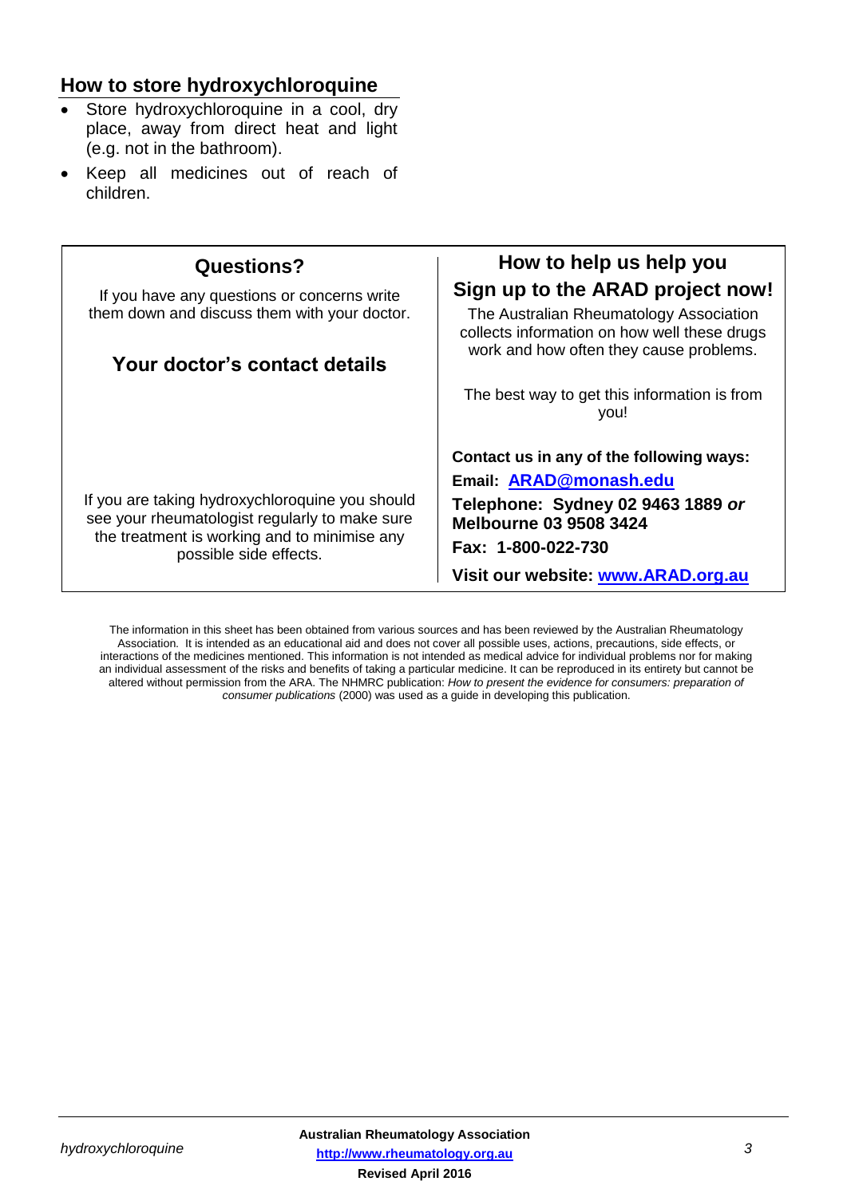## How to store hydroxychloroquine

- Store hydroxychloroquine in a cool, dry place, away from direct heat and light (e.g. not in the bathroom).
- Keep all medicines out of reach of children.

### Questions?

If you have any questions or concerns write them down and discuss them with your doctor.

### Your doctor's contact details

If you are taking hydroxychloroquine you should see your rheumatologist regularly to make sure the treatment is working and to minimise any possible side effects.

### How to help us help you

### Sign up to the ARAD project now!

The Australian Rheumatology Association collects information on how well these drugs work and how often they cause problems.

The best way to get this information is from you!

**Contact us in any of the following ways:**

**Email: [ARAD@monash.edu](mailto:ARAD@monash.edu)**

**Telephone: Sydney 02 9463 1889 *or* Melbourne 03 9508 3424**

**Fax: 1-800-022-730**

**Visit our website: [www.ARAD.org.au](http://www.ARAD.org.au)**

The information in this sheet has been obtained from various sources and has been reviewed by the Australian Rheumatology Association. It is intended as an educational aid and does not cover all possible uses, actions, precautions, side effects, or interactions of the medicines mentioned. This information is not intended as medical advice for individual problems nor for making an individual assessment of the risks and benefits of taking a particular medicine. It can be reproduced in its entirety but cannot be altered without permission from the ARA. The NHMRC publication: *How to present the evidence for consumers: preparation of consumer publications* (2000) was used as a guide in developing this publication.